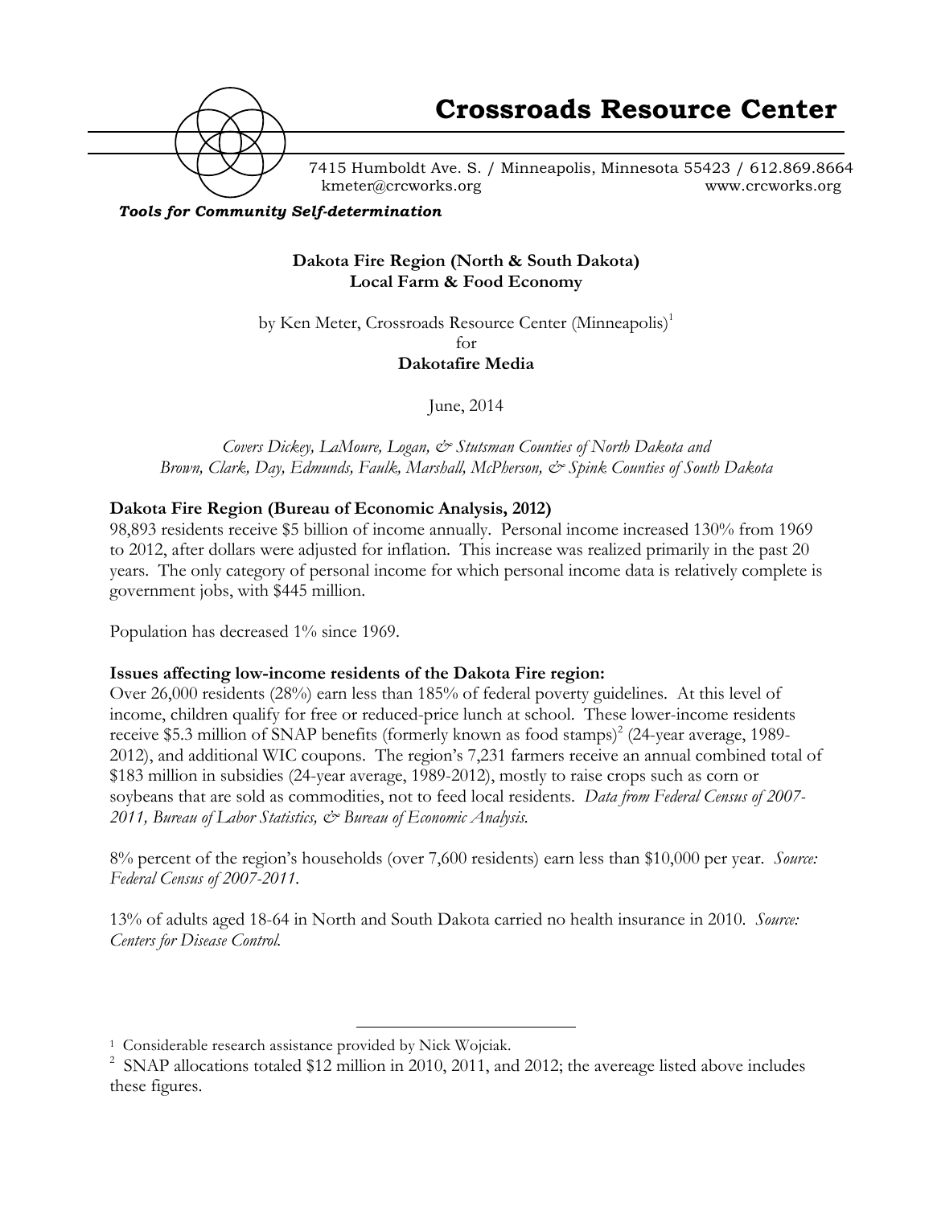# Crossroads Resource Center

7415 Humboldt Ave. S. / Minneapolis, Minnesota 55423 / 612.869.8664
kmeter@crcworks.org www.crcworks.org

***Tools for Community Self-determination***

**Dakota Fire Region (North & South Dakota)**
**Local Farm & Food Economy**

by Ken Meter, Crossroads Resource Center (Minneapolis)[1]
for
**Dakotafire Media**

June, 2014

*Covers Dickey, LaMoure, Logan, & Stutsman Counties of North Dakota and Brown, Clark, Day, Edmunds, Faulk, Marshall, McPherson, & Spink Counties of South Dakota*

## Dakota Fire Region (Bureau of Economic Analysis, 2012)

98,893 residents receive $5 billion of income annually. Personal income increased 130% from 1969 to 2012, after dollars were adjusted for inflation. This increase was realized primarily in the past 20 years. The only category of personal income for which personal income data is relatively complete is government jobs, with $445 million.

Population has decreased 1% since 1969.

## Issues affecting low-income residents of the Dakota Fire region:

Over 26,000 residents (28%) earn less than 185% of federal poverty guidelines. At this level of income, children qualify for free or reduced-price lunch at school. These lower-income residents receive $5.3 million of SNAP benefits (formerly known as food stamps)[2] (24-year average, 1989-2012), and additional WIC coupons. The region's 7,231 farmers receive an annual combined total of $183 million in subsidies (24-year average, 1989-2012), mostly to raise crops such as corn or soybeans that are sold as commodities, not to feed local residents. *Data from Federal Census of 2007-2011, Bureau of Labor Statistics, & Bureau of Economic Analysis.*

8% percent of the region's households (over 7,600 residents) earn less than $10,000 per year. *Source: Federal Census of 2007-2011.*

13% of adults aged 18-64 in North and South Dakota carried no health insurance in 2010. *Source: Centers for Disease Control.*

---

[1] Considerable research assistance provided by Nick Wojciak.

[2] SNAP allocations totaled $12 million in 2010, 2011, and 2012; the aveereage listed above includes these figures.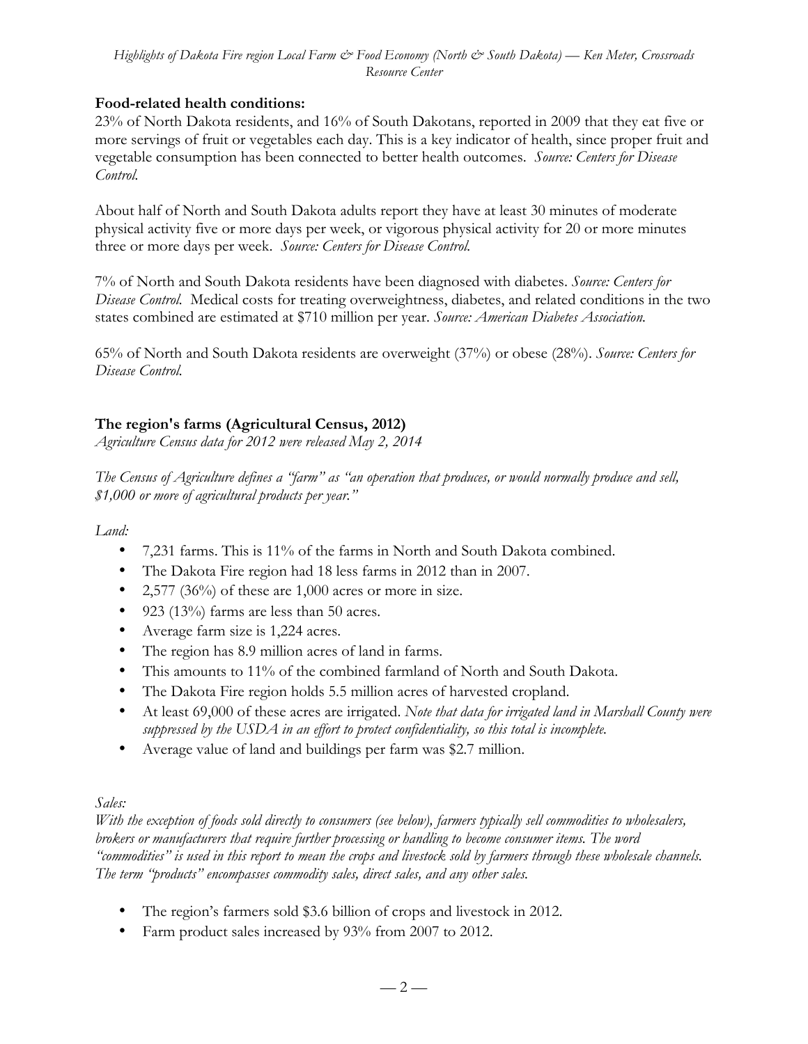**Food-related health conditions:**

23% of North Dakota residents, and 16% of South Dakotans, reported in 2009 that they eat five or more servings of fruit or vegetables each day. This is a key indicator of health, since proper fruit and vegetable consumption has been connected to better health outcomes. *Source: Centers for Disease Control.*

About half of North and South Dakota adults report they have at least 30 minutes of moderate physical activity five or more days per week, or vigorous physical activity for 20 or more minutes three or more days per week. *Source: Centers for Disease Control.*

7% of North and South Dakota residents have been diagnosed with diabetes. *Source: Centers for Disease Control.* Medical costs for treating overweightness, diabetes, and related conditions in the two states combined are estimated at $710 million per year. *Source: American Diabetes Association.*

65% of North and South Dakota residents are overweight (37%) or obese (28%). *Source: Centers for Disease Control.*

## The region's farms (Agricultural Census, 2012)

*Agriculture Census data for 2012 were released May 2, 2014*

*The Census of Agriculture defines a "farm" as "an operation that produces, or would normally produce and sell, $1,000 or more of agricultural products per year."*

*Land:*

- 7,231 farms. This is 11% of the farms in North and South Dakota combined.
- The Dakota Fire region had 18 less farms in 2012 than in 2007.
- 2,577 (36%) of these are 1,000 acres or more in size.
- 923 (13%) farms are less than 50 acres.
- Average farm size is 1,224 acres.
- The region has 8.9 million acres of land in farms.
- This amounts to 11% of the combined farmland of North and South Dakota.
- The Dakota Fire region holds 5.5 million acres of harvested cropland.
- At least 69,000 of these acres are irrigated. *Note that data for irrigated land in Marshall County were suppressed by the USDA in an effort to protect confidentiality, so this total is incomplete.*
- Average value of land and buildings per farm was $2.7 million.

*Sales:*

*With the exception of foods sold directly to consumers (see below), farmers typically sell commodities to wholesalers, brokers or manufacturers that require further processing or handling to become consumer items. The word "commodities" is used in this report to mean the crops and livestock sold by farmers through these wholesale channels. The term "products" encompasses commodity sales, direct sales, and any other sales.*

- The region's farmers sold $3.6 billion of crops and livestock in 2012.
- Farm product sales increased by 93% from 2007 to 2012.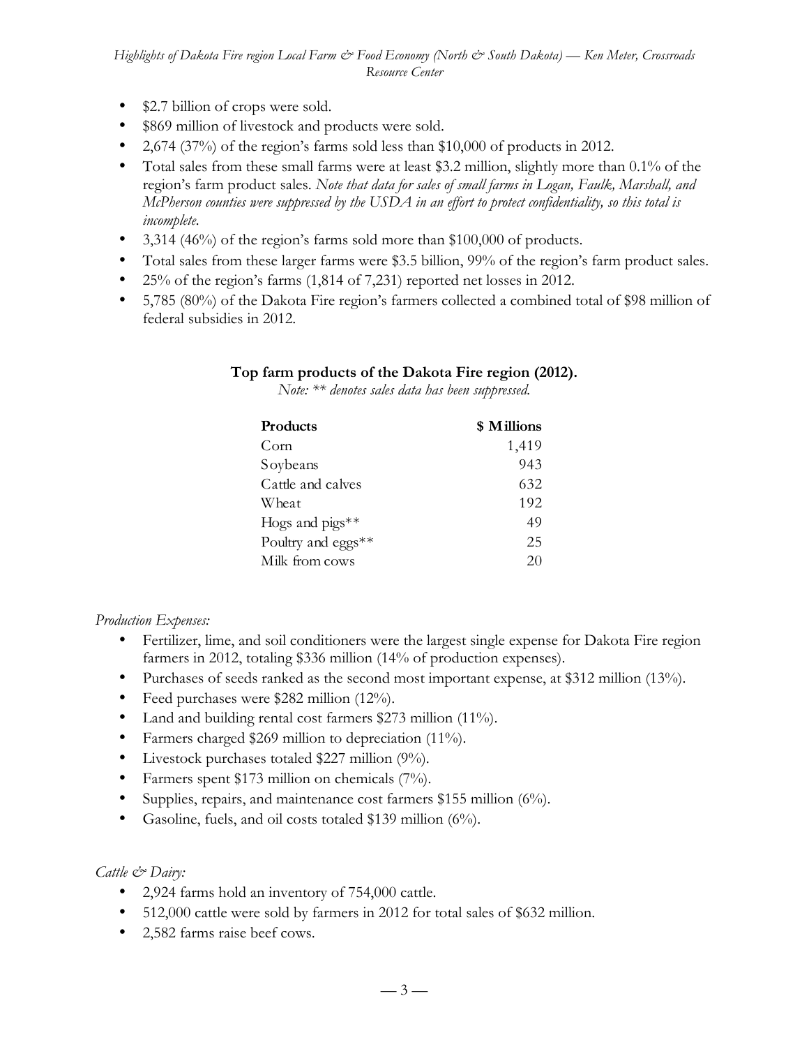- $2.7 billion of crops were sold.
- $869 million of livestock and products were sold.
- 2,674 (37%) of the region's farms sold less than $10,000 of products in 2012.
- Total sales from these small farms were at least $3.2 million, slightly more than 0.1% of the region's farm product sales. *Note that data for sales of small farms in Logan, Faulk, Marshall, and McPherson counties were suppressed by the USDA in an effort to protect confidentiality, so this total is incomplete.*
- 3,314 (46%) of the region's farms sold more than $100,000 of products.
- Total sales from these larger farms were $3.5 billion, 99% of the region's farm product sales.
- 25% of the region's farms (1,814 of 7,231) reported net losses in 2012.
- 5,785 (80%) of the Dakota Fire region's farmers collected a combined total of $98 million of federal subsidies in 2012.

**Top farm products of the Dakota Fire region (2012).**

*Note: ** denotes sales data has been suppressed.*

| Products | $ Millions |
|---|---:|
| Corn | 1,419 |
| Soybeans | 943 |
| Cattle and calves | 632 |
| Wheat | 192 |
| Hogs and pigs** | 49 |
| Poultry and eggs** | 25 |
| Milk from cows | 20 |

*Production Expenses:*

- Fertilizer, lime, and soil conditioners were the largest single expense for Dakota Fire region farmers in 2012, totaling $336 million (14% of production expenses).
- Purchases of seeds ranked as the second most important expense, at $312 million (13%).
- Feed purchases were $282 million (12%).
- Land and building rental cost farmers $273 million (11%).
- Farmers charged $269 million to depreciation (11%).
- Livestock purchases totaled $227 million (9%).
- Farmers spent $173 million on chemicals (7%).
- Supplies, repairs, and maintenance cost farmers $155 million (6%).
- Gasoline, fuels, and oil costs totaled $139 million (6%).

*Cattle & Dairy:*

- 2,924 farms hold an inventory of 754,000 cattle.
- 512,000 cattle were sold by farmers in 2012 for total sales of $632 million.
- 2,582 farms raise beef cows.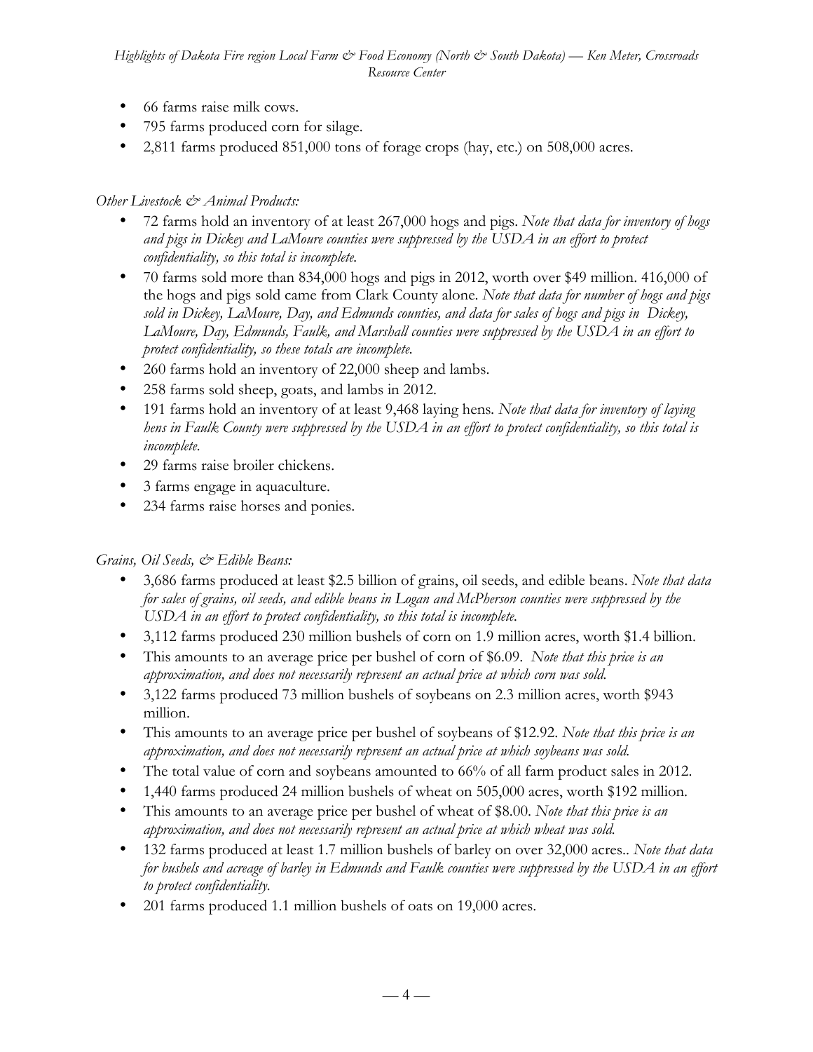- 66 farms raise milk cows.
- 795 farms produced corn for silage.
- 2,811 farms produced 851,000 tons of forage crops (hay, etc.) on 508,000 acres.

*Other Livestock & Animal Products:*

- 72 farms hold an inventory of at least 267,000 hogs and pigs. *Note that data for inventory of hogs and pigs in Dickey and LaMoure counties were suppressed by the USDA in an effort to protect confidentiality, so this total is incomplete.*
- 70 farms sold more than 834,000 hogs and pigs in 2012, worth over $49 million. 416,000 of the hogs and pigs sold came from Clark County alone. *Note that data for number of hogs and pigs sold in Dickey, LaMoure, Day, and Edmunds counties, and data for sales of hogs and pigs in Dickey, LaMoure, Day, Edmunds, Faulk, and Marshall counties were suppressed by the USDA in an effort to protect confidentiality, so these totals are incomplete.*
- 260 farms hold an inventory of 22,000 sheep and lambs.
- 258 farms sold sheep, goats, and lambs in 2012.
- 191 farms hold an inventory of at least 9,468 laying hens. *Note that data for inventory of laying hens in Faulk County were suppressed by the USDA in an effort to protect confidentiality, so this total is incomplete.*
- 29 farms raise broiler chickens.
- 3 farms engage in aquaculture.
- 234 farms raise horses and ponies.

*Grains, Oil Seeds, & Edible Beans:*

- 3,686 farms produced at least $2.5 billion of grains, oil seeds, and edible beans. *Note that data for sales of grains, oil seeds, and edible beans in Logan and McPherson counties were suppressed by the USDA in an effort to protect confidentiality, so this total is incomplete.*
- 3,112 farms produced 230 million bushels of corn on 1.9 million acres, worth $1.4 billion.
- This amounts to an average price per bushel of corn of $6.09. *Note that this price is an approximation, and does not necessarily represent an actual price at which corn was sold.*
- 3,122 farms produced 73 million bushels of soybeans on 2.3 million acres, worth $943 million.
- This amounts to an average price per bushel of soybeans of $12.92. *Note that this price is an approximation, and does not necessarily represent an actual price at which soybeans was sold.*
- The total value of corn and soybeans amounted to 66% of all farm product sales in 2012.
- 1,440 farms produced 24 million bushels of wheat on 505,000 acres, worth $192 million.
- This amounts to an average price per bushel of wheat of $8.00. *Note that this price is an approximation, and does not necessarily represent an actual price at which wheat was sold.*
- 132 farms produced at least 1.7 million bushels of barley on over 32,000 acres.. *Note that data for bushels and acreage of barley in Edmunds and Faulk counties were suppressed by the USDA in an effort to protect confidentiality.*
- 201 farms produced 1.1 million bushels of oats on 19,000 acres.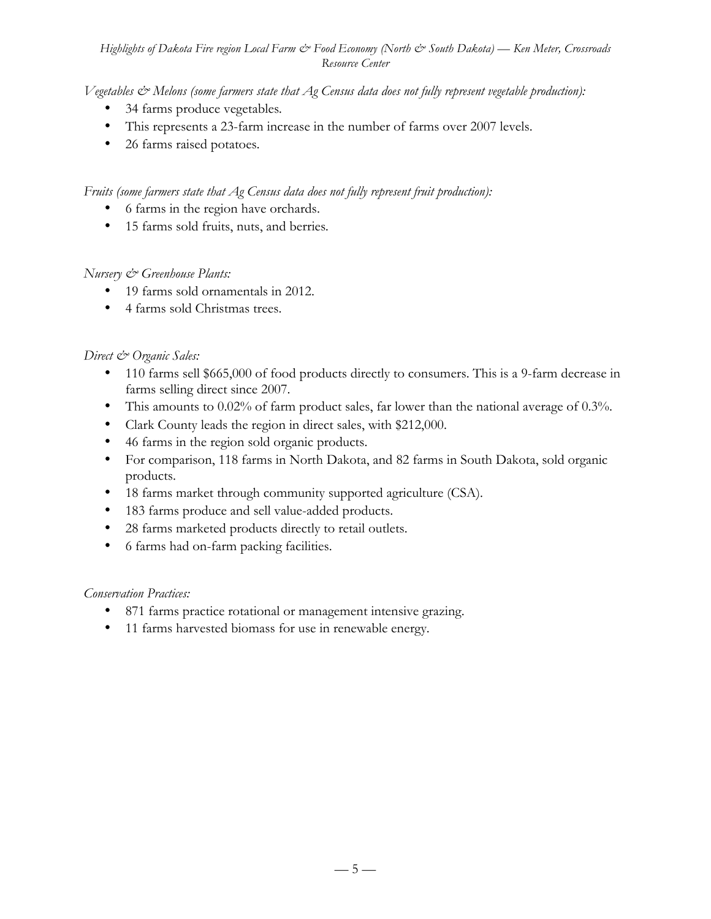*Vegetables & Melons (some farmers state that Ag Census data does not fully represent vegetable production):*

- 34 farms produce vegetables.
- This represents a 23-farm increase in the number of farms over 2007 levels.
- 26 farms raised potatoes.

*Fruits (some farmers state that Ag Census data does not fully represent fruit production):*

- 6 farms in the region have orchards.
- 15 farms sold fruits, nuts, and berries.

*Nursery & Greenhouse Plants:*

- 19 farms sold ornamentals in 2012.
- 4 farms sold Christmas trees.

*Direct & Organic Sales:*

- 110 farms sell $665,000 of food products directly to consumers. This is a 9-farm decrease in farms selling direct since 2007.
- This amounts to 0.02% of farm product sales, far lower than the national average of 0.3%.
- Clark County leads the region in direct sales, with $212,000.
- 46 farms in the region sold organic products.
- For comparison, 118 farms in North Dakota, and 82 farms in South Dakota, sold organic products.
- 18 farms market through community supported agriculture (CSA).
- 183 farms produce and sell value-added products.
- 28 farms marketed products directly to retail outlets.
- 6 farms had on-farm packing facilities.

*Conservation Practices:*

- 871 farms practice rotational or management intensive grazing.
- 11 farms harvested biomass for use in renewable energy.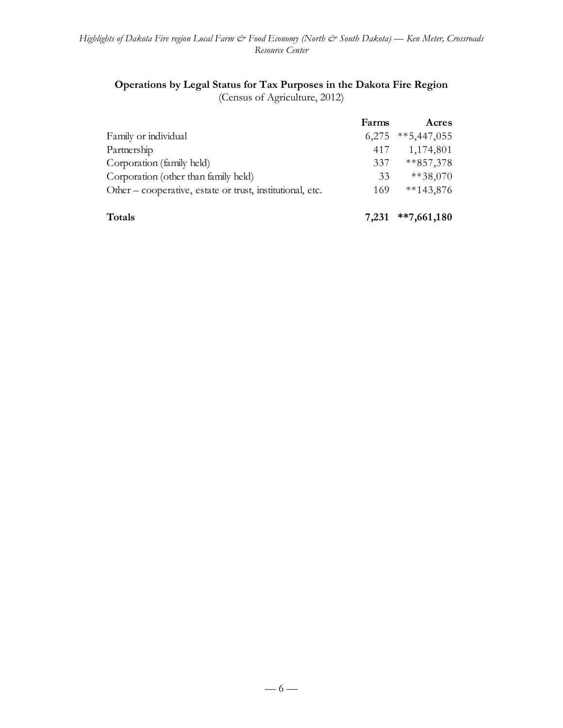**Operations by Legal Status for Tax Purposes in the Dakota Fire Region**
(Census of Agriculture, 2012)

| | Farms | Acres |
|---|---:|---:|
| Family or individual | 6,275 | **5,447,055 |
| Partnership | 417 | 1,174,801 |
| Corporation (family held) | 337 | **857,378 |
| Corporation (other than family held) | 33 | **38,070 |
| Other – cooperative, estate or trust, institutional, etc. | 169 | **143,876 |
| **Totals** | **7,231** | ****7,661,180** |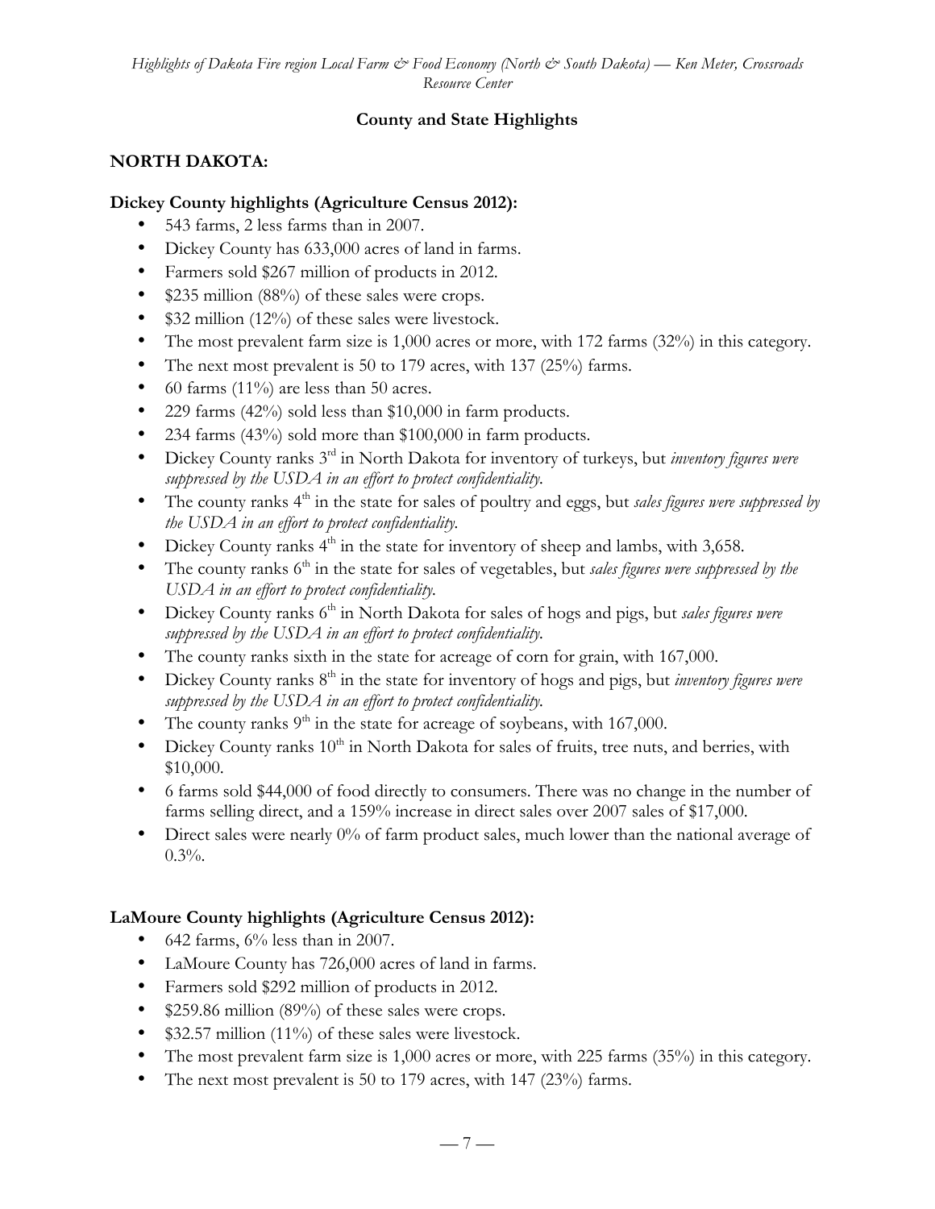## County and State Highlights

### NORTH DAKOTA:

**Dickey County highlights (Agriculture Census 2012):**

- 543 farms, 2 less farms than in 2007.
- Dickey County has 633,000 acres of land in farms.
- Farmers sold $267 million of products in 2012.
- $235 million (88%) of these sales were crops.
- $32 million (12%) of these sales were livestock.
- The most prevalent farm size is 1,000 acres or more, with 172 farms (32%) in this category.
- The next most prevalent is 50 to 179 acres, with 137 (25%) farms.
- 60 farms (11%) are less than 50 acres.
- 229 farms (42%) sold less than $10,000 in farm products.
- 234 farms (43%) sold more than $100,000 in farm products.
- Dickey County ranks 3rd in North Dakota for inventory of turkeys, but *inventory figures were suppressed by the USDA in an effort to protect confidentiality.*
- The county ranks 4th in the state for sales of poultry and eggs, but *sales figures were suppressed by the USDA in an effort to protect confidentiality.*
- Dickey County ranks 4th in the state for inventory of sheep and lambs, with 3,658.
- The county ranks 6th in the state for sales of vegetables, but *sales figures were suppressed by the USDA in an effort to protect confidentiality.*
- Dickey County ranks 6th in North Dakota for sales of hogs and pigs, but *sales figures were suppressed by the USDA in an effort to protect confidentiality.*
- The county ranks sixth in the state for acreage of corn for grain, with 167,000.
- Dickey County ranks 8th in the state for inventory of hogs and pigs, but *inventory figures were suppressed by the USDA in an effort to protect confidentiality.*
- The county ranks 9th in the state for acreage of soybeans, with 167,000.
- Dickey County ranks 10th in North Dakota for sales of fruits, tree nuts, and berries, with $10,000.
- 6 farms sold $44,000 of food directly to consumers. There was no change in the number of farms selling direct, and a 159% increase in direct sales over 2007 sales of $17,000.
- Direct sales were nearly 0% of farm product sales, much lower than the national average of 0.3%.

**LaMoure County highlights (Agriculture Census 2012):**

- 642 farms, 6% less than in 2007.
- LaMoure County has 726,000 acres of land in farms.
- Farmers sold $292 million of products in 2012.
- $259.86 million (89%) of these sales were crops.
- $32.57 million (11%) of these sales were livestock.
- The most prevalent farm size is 1,000 acres or more, with 225 farms (35%) in this category.
- The next most prevalent is 50 to 179 acres, with 147 (23%) farms.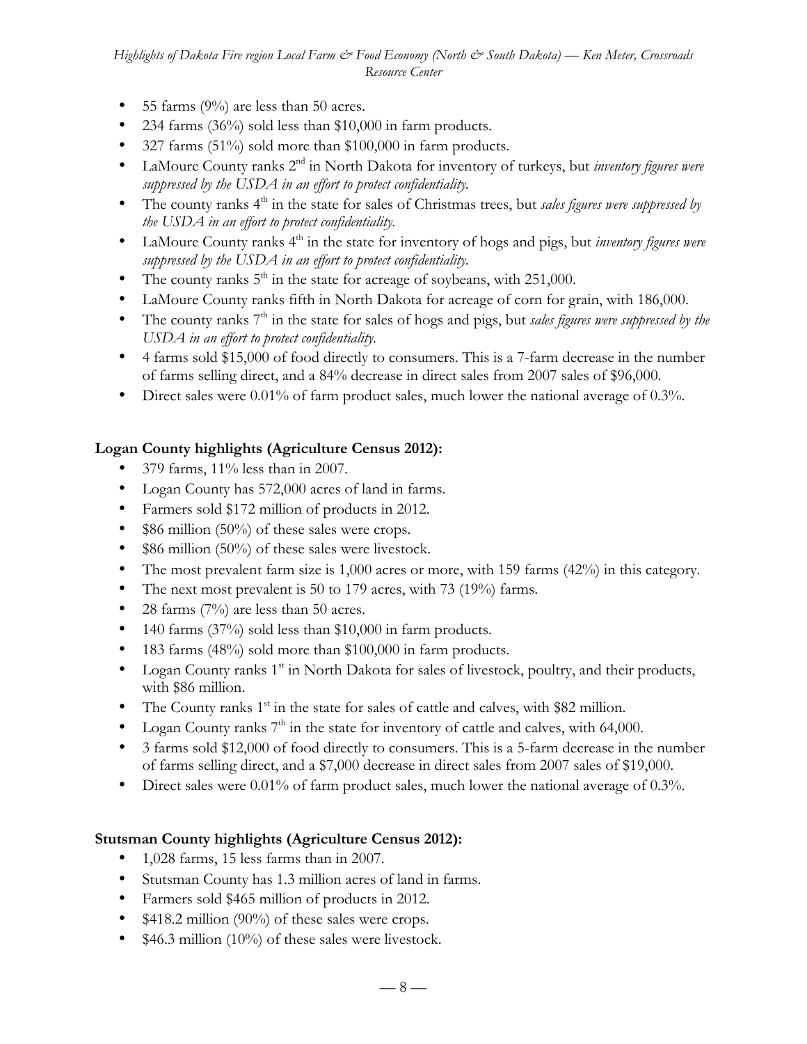- 55 farms (9%) are less than 50 acres.
- 234 farms (36%) sold less than $10,000 in farm products.
- 327 farms (51%) sold more than $100,000 in farm products.
- LaMoure County ranks 2nd in North Dakota for inventory of turkeys, but *inventory figures were suppressed by the USDA in an effort to protect confidentiality.*
- The county ranks 4th in the state for sales of Christmas trees, but *sales figures were suppressed by the USDA in an effort to protect confidentiality.*
- LaMoure County ranks 4th in the state for inventory of hogs and pigs, but *inventory figures were suppressed by the USDA in an effort to protect confidentiality.*
- The county ranks 5th in the state for acreage of soybeans, with 251,000.
- LaMoure County ranks fifth in North Dakota for acreage of corn for grain, with 186,000.
- The county ranks 7th in the state for sales of hogs and pigs, but *sales figures were suppressed by the USDA in an effort to protect confidentiality.*
- 4 farms sold $15,000 of food directly to consumers. This is a 7-farm decrease in the number of farms selling direct, and a 84% decrease in direct sales from 2007 sales of $96,000.
- Direct sales were 0.01% of farm product sales, much lower the national average of 0.3%.

**Logan County highlights (Agriculture Census 2012):**

- 379 farms, 11% less than in 2007.
- Logan County has 572,000 acres of land in farms.
- Farmers sold $172 million of products in 2012.
- $86 million (50%) of these sales were crops.
- $86 million (50%) of these sales were livestock.
- The most prevalent farm size is 1,000 acres or more, with 159 farms (42%) in this category.
- The next most prevalent is 50 to 179 acres, with 73 (19%) farms.
- 28 farms (7%) are less than 50 acres.
- 140 farms (37%) sold less than $10,000 in farm products.
- 183 farms (48%) sold more than $100,000 in farm products.
- Logan County ranks 1st in North Dakota for sales of livestock, poultry, and their products, with $86 million.
- The County ranks 1st in the state for sales of cattle and calves, with $82 million.
- Logan County ranks 7th in the state for inventory of cattle and calves, with 64,000.
- 3 farms sold $12,000 of food directly to consumers. This is a 5-farm decrease in the number of farms selling direct, and a $7,000 decrease in direct sales from 2007 sales of $19,000.
- Direct sales were 0.01% of farm product sales, much lower the national average of 0.3%.

**Stutsman County highlights (Agriculture Census 2012):**

- 1,028 farms, 15 less farms than in 2007.
- Stutsman County has 1.3 million acres of land in farms.
- Farmers sold $465 million of products in 2012.
- $418.2 million (90%) of these sales were crops.
- $46.3 million (10%) of these sales were livestock.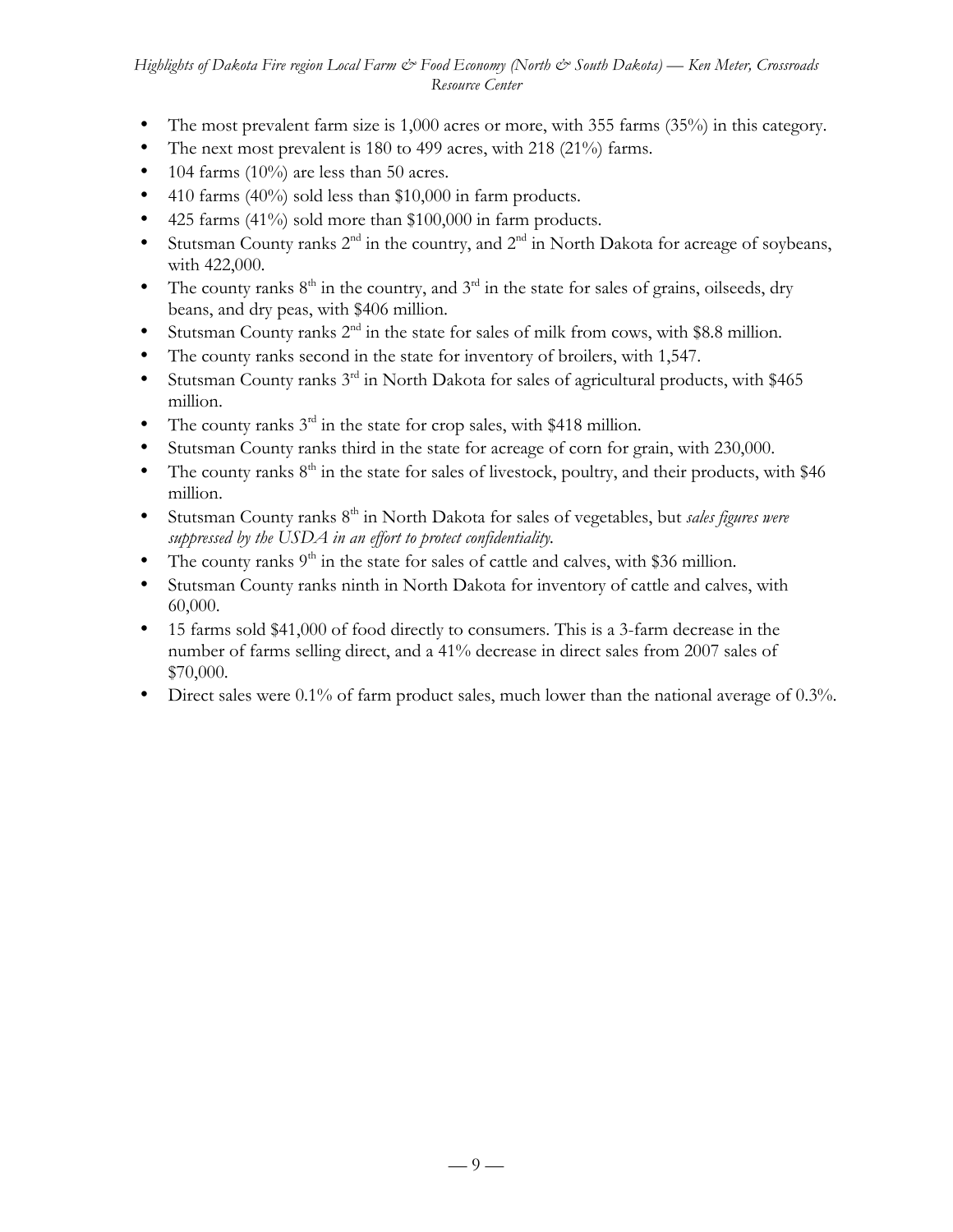- The most prevalent farm size is 1,000 acres or more, with 355 farms (35%) in this category.
- The next most prevalent is 180 to 499 acres, with 218 (21%) farms.
- 104 farms (10%) are less than 50 acres.
- 410 farms (40%) sold less than $10,000 in farm products.
- 425 farms (41%) sold more than $100,000 in farm products.
- Stutsman County ranks 2nd in the country, and 2nd in North Dakota for acreage of soybeans, with 422,000.
- The county ranks 8th in the country, and 3rd in the state for sales of grains, oilseeds, dry beans, and dry peas, with $406 million.
- Stutsman County ranks 2nd in the state for sales of milk from cows, with $8.8 million.
- The county ranks second in the state for inventory of broilers, with 1,547.
- Stutsman County ranks 3rd in North Dakota for sales of agricultural products, with $465 million.
- The county ranks 3rd in the state for crop sales, with $418 million.
- Stutsman County ranks third in the state for acreage of corn for grain, with 230,000.
- The county ranks 8th in the state for sales of livestock, poultry, and their products, with $46 million.
- Stutsman County ranks 8th in North Dakota for sales of vegetables, but *sales figures were suppressed by the USDA in an effort to protect confidentiality.*
- The county ranks 9th in the state for sales of cattle and calves, with $36 million.
- Stutsman County ranks ninth in North Dakota for inventory of cattle and calves, with 60,000.
- 15 farms sold $41,000 of food directly to consumers. This is a 3-farm decrease in the number of farms selling direct, and a 41% decrease in direct sales from 2007 sales of $70,000.
- Direct sales were 0.1% of farm product sales, much lower than the national average of 0.3%.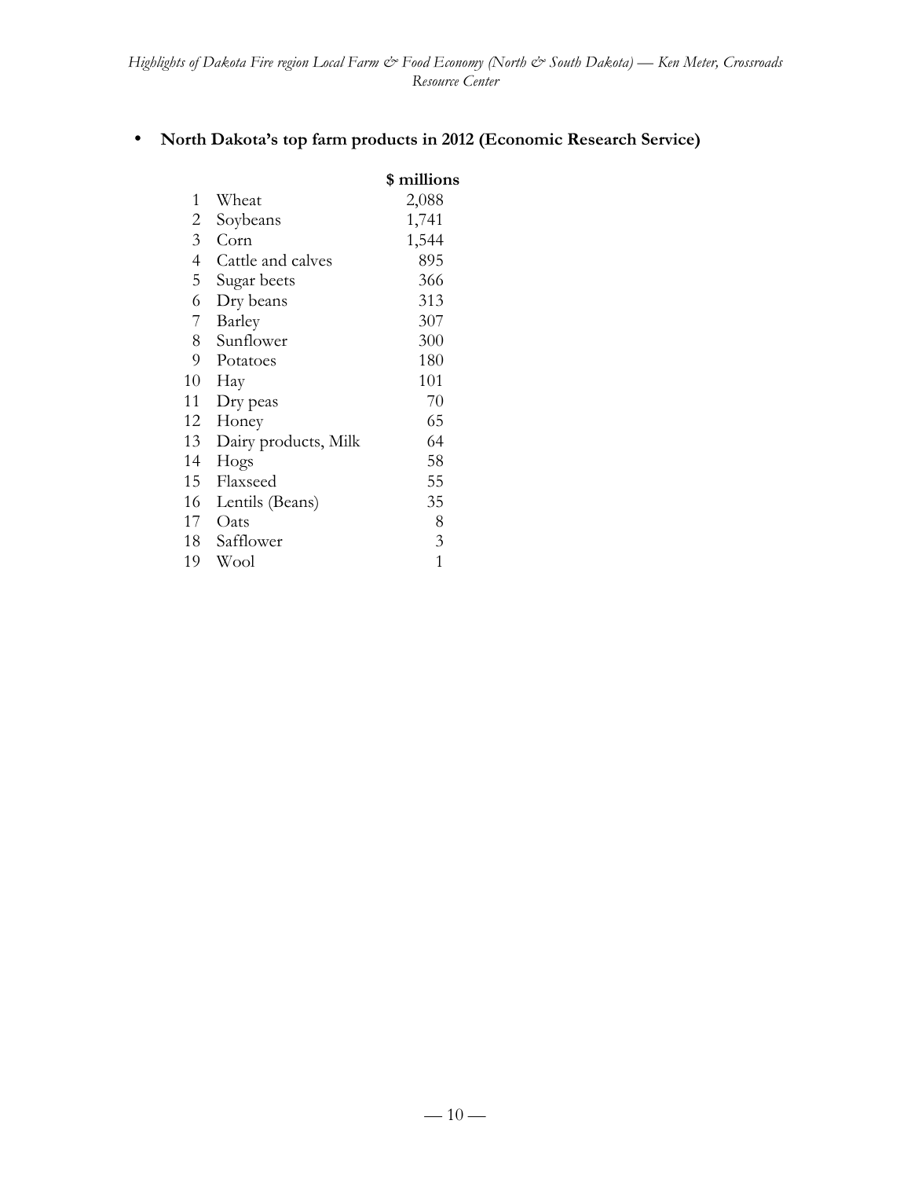- **North Dakota's top farm products in 2012 (Economic Research Service)**

| | | $ millions |
|---|---|---|
| 1 | Wheat | 2,088 |
| 2 | Soybeans | 1,741 |
| 3 | Corn | 1,544 |
| 4 | Cattle and calves | 895 |
| 5 | Sugar beets | 366 |
| 6 | Dry beans | 313 |
| 7 | Barley | 307 |
| 8 | Sunflower | 300 |
| 9 | Potatoes | 180 |
| 10 | Hay | 101 |
| 11 | Dry peas | 70 |
| 12 | Honey | 65 |
| 13 | Dairy products, Milk | 64 |
| 14 | Hogs | 58 |
| 15 | Flaxseed | 55 |
| 16 | Lentils (Beans) | 35 |
| 17 | Oats | 8 |
| 18 | Safflower | 3 |
| 19 | Wool | 1 |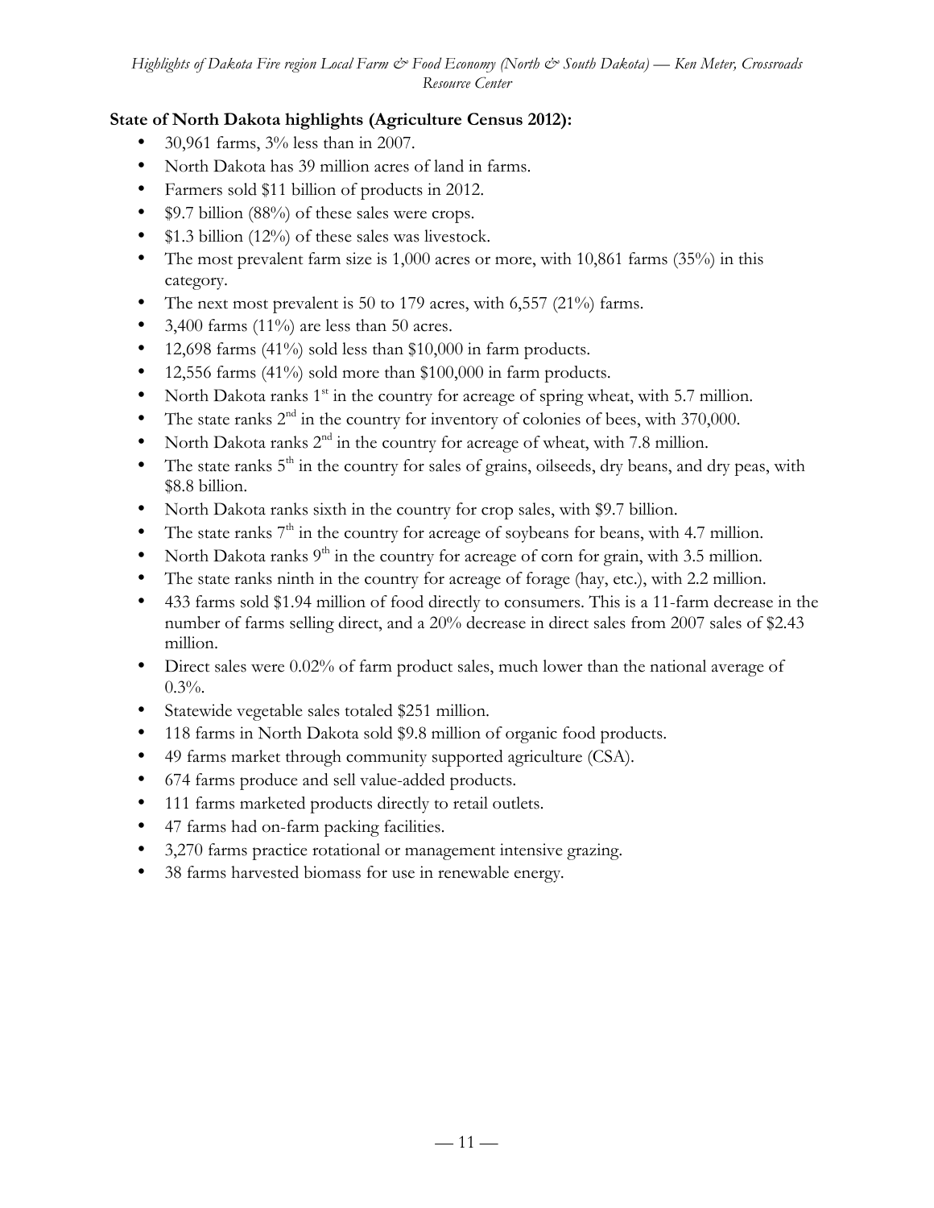**State of North Dakota highlights (Agriculture Census 2012):**

- 30,961 farms, 3% less than in 2007.
- North Dakota has 39 million acres of land in farms.
- Farmers sold $11 billion of products in 2012.
- $9.7 billion (88%) of these sales were crops.
- $1.3 billion (12%) of these sales was livestock.
- The most prevalent farm size is 1,000 acres or more, with 10,861 farms (35%) in this category.
- The next most prevalent is 50 to 179 acres, with 6,557 (21%) farms.
- 3,400 farms (11%) are less than 50 acres.
- 12,698 farms (41%) sold less than $10,000 in farm products.
- 12,556 farms (41%) sold more than $100,000 in farm products.
- North Dakota ranks 1st in the country for acreage of spring wheat, with 5.7 million.
- The state ranks 2nd in the country for inventory of colonies of bees, with 370,000.
- North Dakota ranks 2nd in the country for acreage of wheat, with 7.8 million.
- The state ranks 5th in the country for sales of grains, oilseeds, dry beans, and dry peas, with $8.8 billion.
- North Dakota ranks sixth in the country for crop sales, with $9.7 billion.
- The state ranks 7th in the country for acreage of soybeans for beans, with 4.7 million.
- North Dakota ranks 9th in the country for acreage of corn for grain, with 3.5 million.
- The state ranks ninth in the country for acreage of forage (hay, etc.), with 2.2 million.
- 433 farms sold $1.94 million of food directly to consumers. This is a 11-farm decrease in the number of farms selling direct, and a 20% decrease in direct sales from 2007 sales of $2.43 million.
- Direct sales were 0.02% of farm product sales, much lower than the national average of 0.3%.
- Statewide vegetable sales totaled $251 million.
- 118 farms in North Dakota sold $9.8 million of organic food products.
- 49 farms market through community supported agriculture (CSA).
- 674 farms produce and sell value-added products.
- 111 farms marketed products directly to retail outlets.
- 47 farms had on-farm packing facilities.
- 3,270 farms practice rotational or management intensive grazing.
- 38 farms harvested biomass for use in renewable energy.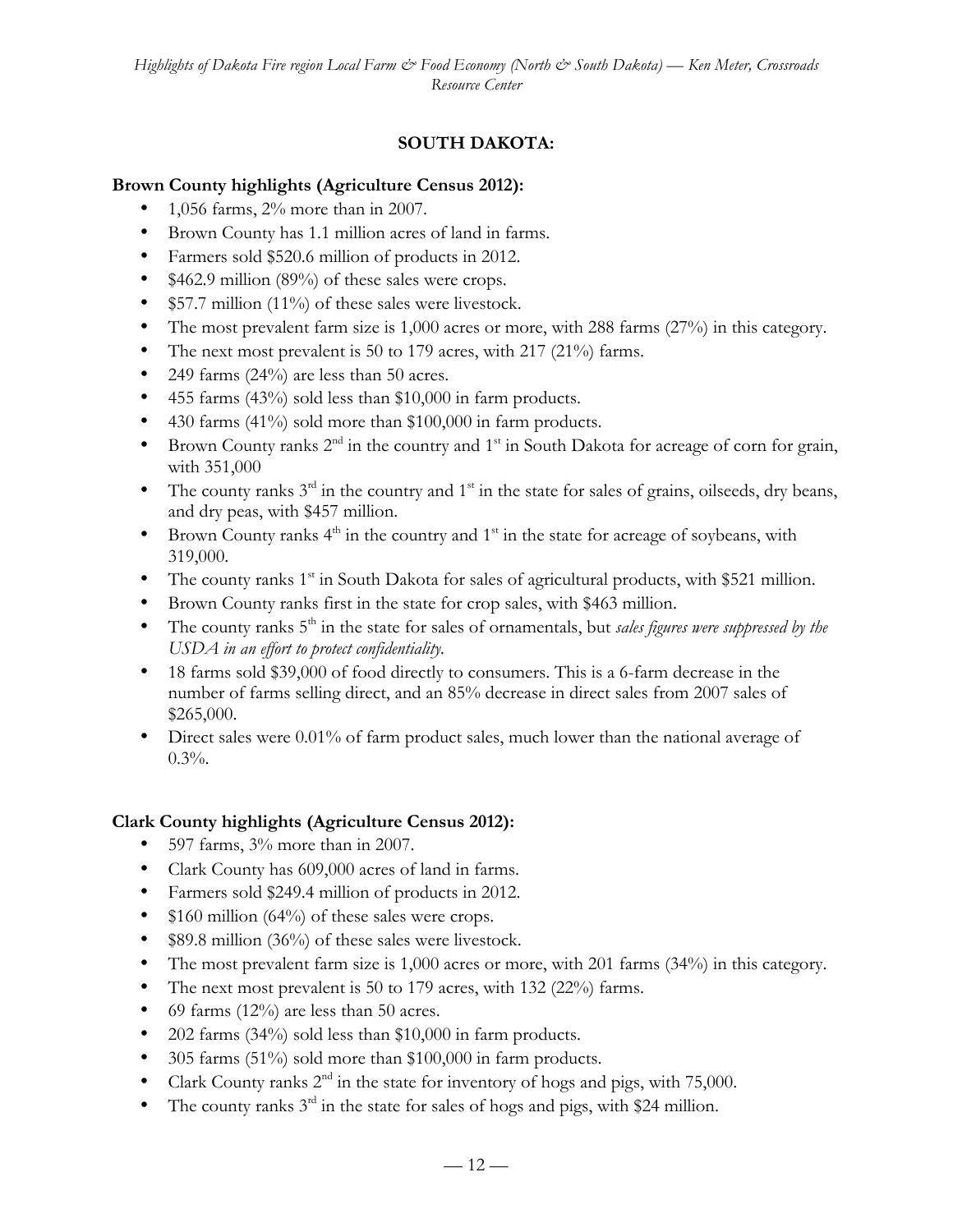**SOUTH DAKOTA:**

**Brown County highlights (Agriculture Census 2012):**

- 1,056 farms, 2% more than in 2007.
- Brown County has 1.1 million acres of land in farms.
- Farmers sold $520.6 million of products in 2012.
- $462.9 million (89%) of these sales were crops.
- $57.7 million (11%) of these sales were livestock.
- The most prevalent farm size is 1,000 acres or more, with 288 farms (27%) in this category.
- The next most prevalent is 50 to 179 acres, with 217 (21%) farms.
- 249 farms (24%) are less than 50 acres.
- 455 farms (43%) sold less than $10,000 in farm products.
- 430 farms (41%) sold more than $100,000 in farm products.
- Brown County ranks 2nd in the country and 1st in South Dakota for acreage of corn for grain, with 351,000
- The county ranks 3rd in the country and 1st in the state for sales of grains, oilseeds, dry beans, and dry peas, with $457 million.
- Brown County ranks 4th in the country and 1st in the state for acreage of soybeans, with 319,000.
- The county ranks 1st in South Dakota for sales of agricultural products, with $521 million.
- Brown County ranks first in the state for crop sales, with $463 million.
- The county ranks 5th in the state for sales of ornamentals, but *sales figures were suppressed by the USDA in an effort to protect confidentiality.*
- 18 farms sold $39,000 of food directly to consumers. This is a 6-farm decrease in the number of farms selling direct, and an 85% decrease in direct sales from 2007 sales of $265,000.
- Direct sales were 0.01% of farm product sales, much lower than the national average of 0.3%.

**Clark County highlights (Agriculture Census 2012):**

- 597 farms, 3% more than in 2007.
- Clark County has 609,000 acres of land in farms.
- Farmers sold $249.4 million of products in 2012.
- $160 million (64%) of these sales were crops.
- $89.8 million (36%) of these sales were livestock.
- The most prevalent farm size is 1,000 acres or more, with 201 farms (34%) in this category.
- The next most prevalent is 50 to 179 acres, with 132 (22%) farms.
- 69 farms (12%) are less than 50 acres.
- 202 farms (34%) sold less than $10,000 in farm products.
- 305 farms (51%) sold more than $100,000 in farm products.
- Clark County ranks 2nd in the state for inventory of hogs and pigs, with 75,000.
- The county ranks 3rd in the state for sales of hogs and pigs, with $24 million.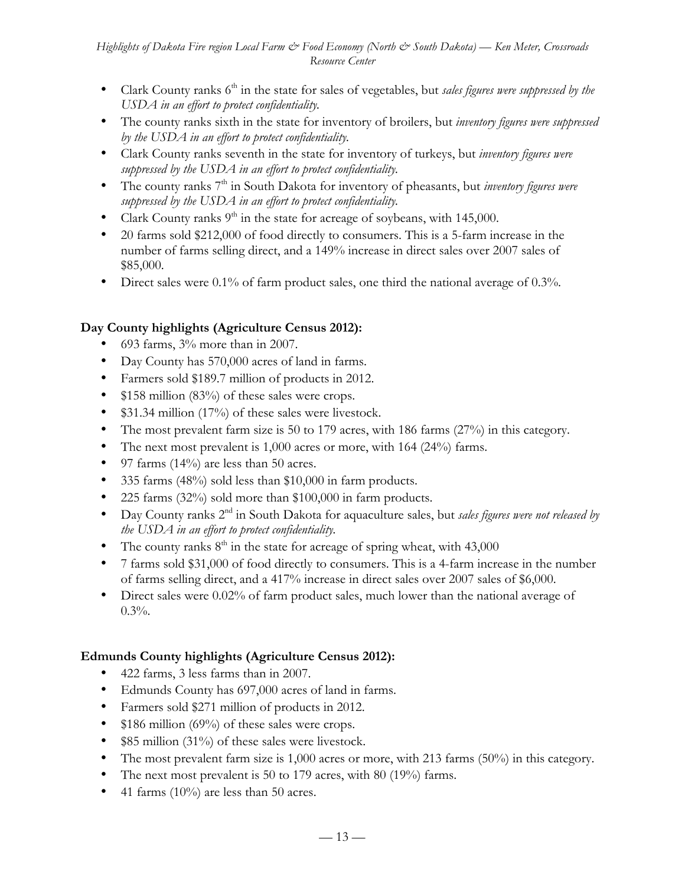- Clark County ranks 6th in the state for sales of vegetables, but *sales figures were suppressed by the USDA in an effort to protect confidentiality.*
- The county ranks sixth in the state for inventory of broilers, but *inventory figures were suppressed by the USDA in an effort to protect confidentiality.*
- Clark County ranks seventh in the state for inventory of turkeys, but *inventory figures were suppressed by the USDA in an effort to protect confidentiality.*
- The county ranks 7th in South Dakota for inventory of pheasants, but *inventory figures were suppressed by the USDA in an effort to protect confidentiality.*
- Clark County ranks 9th in the state for acreage of soybeans, with 145,000.
- 20 farms sold \$212,000 of food directly to consumers. This is a 5-farm increase in the number of farms selling direct, and a 149% increase in direct sales over 2007 sales of \$85,000.
- Direct sales were 0.1% of farm product sales, one third the national average of 0.3%.

**Day County highlights (Agriculture Census 2012):**

- 693 farms, 3% more than in 2007.
- Day County has 570,000 acres of land in farms.
- Farmers sold \$189.7 million of products in 2012.
- \$158 million (83%) of these sales were crops.
- \$31.34 million (17%) of these sales were livestock.
- The most prevalent farm size is 50 to 179 acres, with 186 farms (27%) in this category.
- The next most prevalent is 1,000 acres or more, with 164 (24%) farms.
- 97 farms (14%) are less than 50 acres.
- 335 farms (48%) sold less than \$10,000 in farm products.
- 225 farms (32%) sold more than \$100,000 in farm products.
- Day County ranks 2nd in South Dakota for aquaculture sales, but *sales figures were not released by the USDA in an effort to protect confidentiality.*
- The county ranks 8th in the state for acreage of spring wheat, with 43,000
- 7 farms sold \$31,000 of food directly to consumers. This is a 4-farm increase in the number of farms selling direct, and a 417% increase in direct sales over 2007 sales of \$6,000.
- Direct sales were 0.02% of farm product sales, much lower than the national average of 0.3%.

**Edmunds County highlights (Agriculture Census 2012):**

- 422 farms, 3 less farms than in 2007.
- Edmunds County has 697,000 acres of land in farms.
- Farmers sold \$271 million of products in 2012.
- \$186 million (69%) of these sales were crops.
- \$85 million (31%) of these sales were livestock.
- The most prevalent farm size is 1,000 acres or more, with 213 farms (50%) in this category.
- The next most prevalent is 50 to 179 acres, with 80 (19%) farms.
- 41 farms (10%) are less than 50 acres.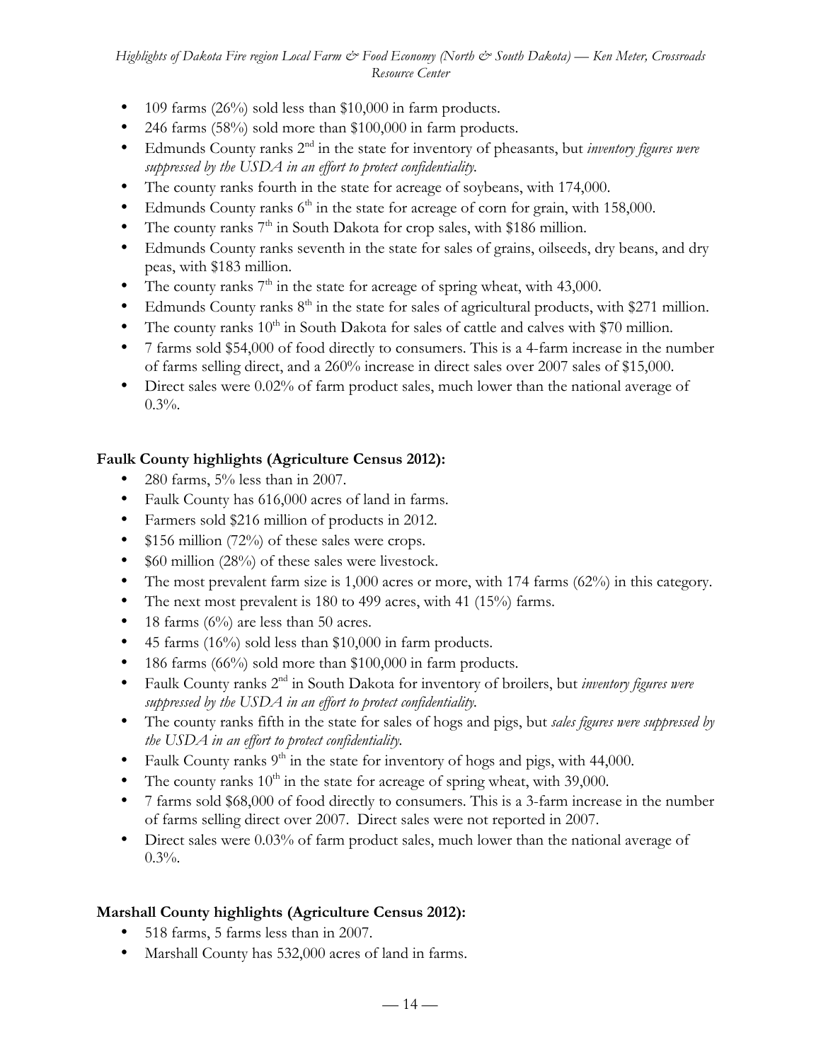- 109 farms (26%) sold less than $10,000 in farm products.
- 246 farms (58%) sold more than $100,000 in farm products.
- Edmunds County ranks 2nd in the state for inventory of pheasants, but *inventory figures were suppressed by the USDA in an effort to protect confidentiality.*
- The county ranks fourth in the state for acreage of soybeans, with 174,000.
- Edmunds County ranks 6th in the state for acreage of corn for grain, with 158,000.
- The county ranks 7th in South Dakota for crop sales, with $186 million.
- Edmunds County ranks seventh in the state for sales of grains, oilseeds, dry beans, and dry peas, with $183 million.
- The county ranks 7th in the state for acreage of spring wheat, with 43,000.
- Edmunds County ranks 8th in the state for sales of agricultural products, with $271 million.
- The county ranks 10th in South Dakota for sales of cattle and calves with $70 million.
- 7 farms sold $54,000 of food directly to consumers. This is a 4-farm increase in the number of farms selling direct, and a 260% increase in direct sales over 2007 sales of $15,000.
- Direct sales were 0.02% of farm product sales, much lower than the national average of 0.3%.

**Faulk County highlights (Agriculture Census 2012):**

- 280 farms, 5% less than in 2007.
- Faulk County has 616,000 acres of land in farms.
- Farmers sold $216 million of products in 2012.
- $156 million (72%) of these sales were crops.
- $60 million (28%) of these sales were livestock.
- The most prevalent farm size is 1,000 acres or more, with 174 farms (62%) in this category.
- The next most prevalent is 180 to 499 acres, with 41 (15%) farms.
- 18 farms (6%) are less than 50 acres.
- 45 farms (16%) sold less than $10,000 in farm products.
- 186 farms (66%) sold more than $100,000 in farm products.
- Faulk County ranks 2nd in South Dakota for inventory of broilers, but *inventory figures were suppressed by the USDA in an effort to protect confidentiality.*
- The county ranks fifth in the state for sales of hogs and pigs, but *sales figures were suppressed by the USDA in an effort to protect confidentiality.*
- Faulk County ranks 9th in the state for inventory of hogs and pigs, with 44,000.
- The county ranks 10th in the state for acreage of spring wheat, with 39,000.
- 7 farms sold $68,000 of food directly to consumers. This is a 3-farm increase in the number of farms selling direct over 2007. Direct sales were not reported in 2007.
- Direct sales were 0.03% of farm product sales, much lower than the national average of 0.3%.

**Marshall County highlights (Agriculture Census 2012):**

- 518 farms, 5 farms less than in 2007.
- Marshall County has 532,000 acres of land in farms.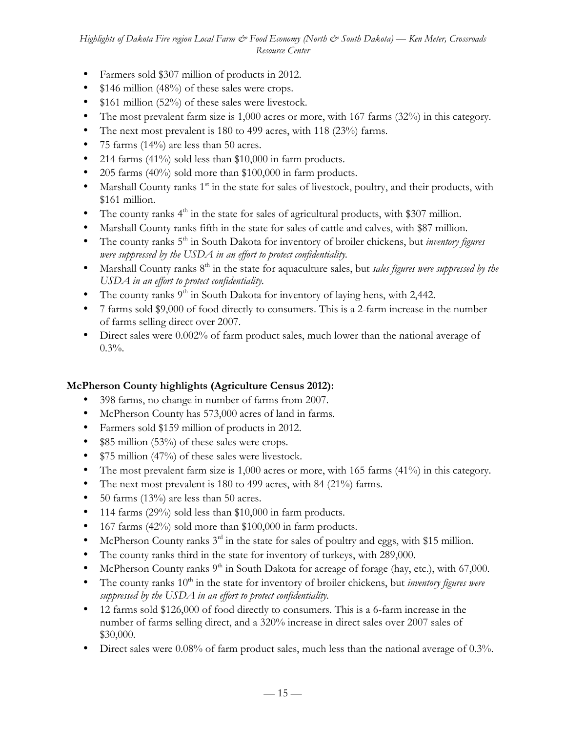- Farmers sold $307 million of products in 2012.
- $146 million (48%) of these sales were crops.
- $161 million (52%) of these sales were livestock.
- The most prevalent farm size is 1,000 acres or more, with 167 farms (32%) in this category.
- The next most prevalent is 180 to 499 acres, with 118 (23%) farms.
- 75 farms (14%) are less than 50 acres.
- 214 farms (41%) sold less than $10,000 in farm products.
- 205 farms (40%) sold more than $100,000 in farm products.
- Marshall County ranks 1st in the state for sales of livestock, poultry, and their products, with $161 million.
- The county ranks 4th in the state for sales of agricultural products, with $307 million.
- Marshall County ranks fifth in the state for sales of cattle and calves, with $87 million.
- The county ranks 5th in South Dakota for inventory of broiler chickens, but *inventory figures were suppressed by the USDA in an effort to protect confidentiality.*
- Marshall County ranks 8th in the state for aquaculture sales, but *sales figures were suppressed by the USDA in an effort to protect confidentiality.*
- The county ranks 9th in South Dakota for inventory of laying hens, with 2,442.
- 7 farms sold $9,000 of food directly to consumers. This is a 2-farm increase in the number of farms selling direct over 2007.
- Direct sales were 0.002% of farm product sales, much lower than the national average of 0.3%.

**McPherson County highlights (Agriculture Census 2012):**

- 398 farms, no change in number of farms from 2007.
- McPherson County has 573,000 acres of land in farms.
- Farmers sold $159 million of products in 2012.
- $85 million (53%) of these sales were crops.
- $75 million (47%) of these sales were livestock.
- The most prevalent farm size is 1,000 acres or more, with 165 farms (41%) in this category.
- The next most prevalent is 180 to 499 acres, with 84 (21%) farms.
- 50 farms (13%) are less than 50 acres.
- 114 farms (29%) sold less than $10,000 in farm products.
- 167 farms (42%) sold more than $100,000 in farm products.
- McPherson County ranks 3rd in the state for sales of poultry and eggs, with $15 million.
- The county ranks third in the state for inventory of turkeys, with 289,000.
- McPherson County ranks 9th in South Dakota for acreage of forage (hay, etc.), with 67,000.
- The county ranks 10th in the state for inventory of broiler chickens, but *inventory figures were suppressed by the USDA in an effort to protect confidentiality.*
- 12 farms sold $126,000 of food directly to consumers. This is a 6-farm increase in the number of farms selling direct, and a 320% increase in direct sales over 2007 sales of $30,000.
- Direct sales were 0.08% of farm product sales, much less than the national average of 0.3%.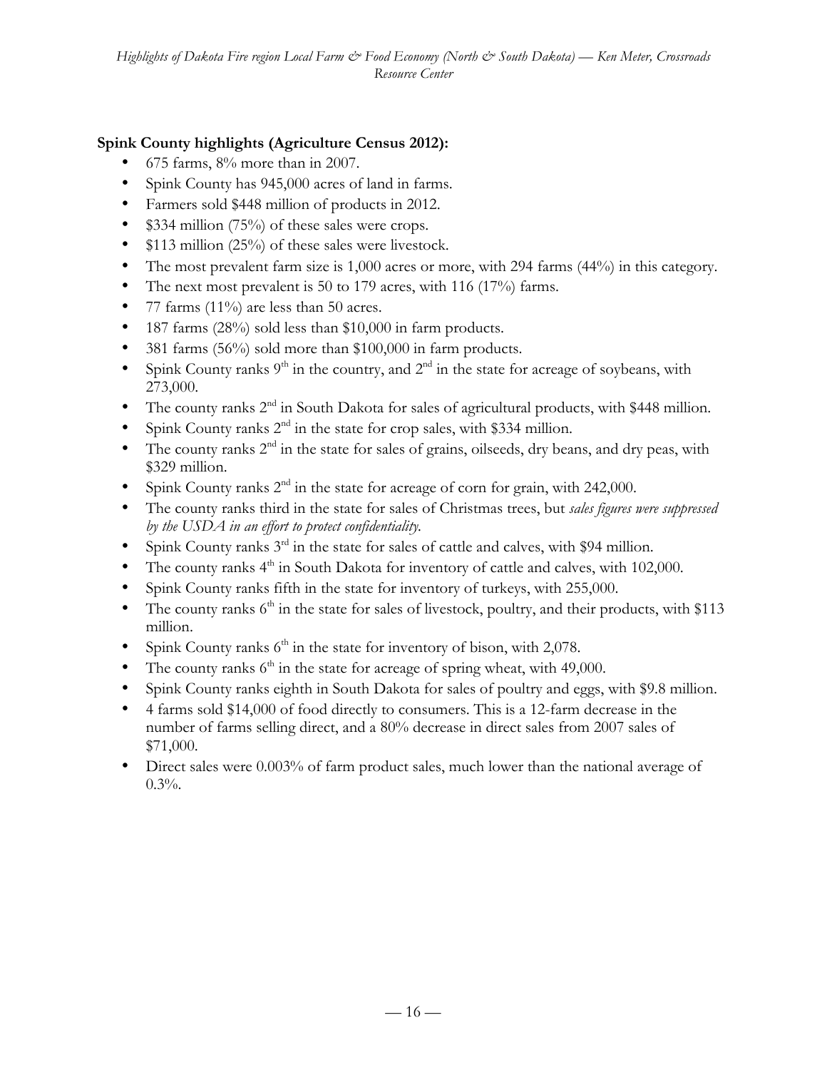**Spink County highlights (Agriculture Census 2012):**

- 675 farms, 8% more than in 2007.
- Spink County has 945,000 acres of land in farms.
- Farmers sold $448 million of products in 2012.
- $334 million (75%) of these sales were crops.
- $113 million (25%) of these sales were livestock.
- The most prevalent farm size is 1,000 acres or more, with 294 farms (44%) in this category.
- The next most prevalent is 50 to 179 acres, with 116 (17%) farms.
- 77 farms (11%) are less than 50 acres.
- 187 farms (28%) sold less than $10,000 in farm products.
- 381 farms (56%) sold more than $100,000 in farm products.
- Spink County ranks 9th in the country, and 2nd in the state for acreage of soybeans, with 273,000.
- The county ranks 2nd in South Dakota for sales of agricultural products, with $448 million.
- Spink County ranks 2nd in the state for crop sales, with $334 million.
- The county ranks 2nd in the state for sales of grains, oilseeds, dry beans, and dry peas, with $329 million.
- Spink County ranks 2nd in the state for acreage of corn for grain, with 242,000.
- The county ranks third in the state for sales of Christmas trees, but *sales figures were suppressed by the USDA in an effort to protect confidentiality.*
- Spink County ranks 3rd in the state for sales of cattle and calves, with $94 million.
- The county ranks 4th in South Dakota for inventory of cattle and calves, with 102,000.
- Spink County ranks fifth in the state for inventory of turkeys, with 255,000.
- The county ranks 6th in the state for sales of livestock, poultry, and their products, with $113 million.
- Spink County ranks 6th in the state for inventory of bison, with 2,078.
- The county ranks 6th in the state for acreage of spring wheat, with 49,000.
- Spink County ranks eighth in South Dakota for sales of poultry and eggs, with $9.8 million.
- 4 farms sold $14,000 of food directly to consumers. This is a 12-farm decrease in the number of farms selling direct, and a 80% decrease in direct sales from 2007 sales of $71,000.
- Direct sales were 0.003% of farm product sales, much lower than the national average of 0.3%.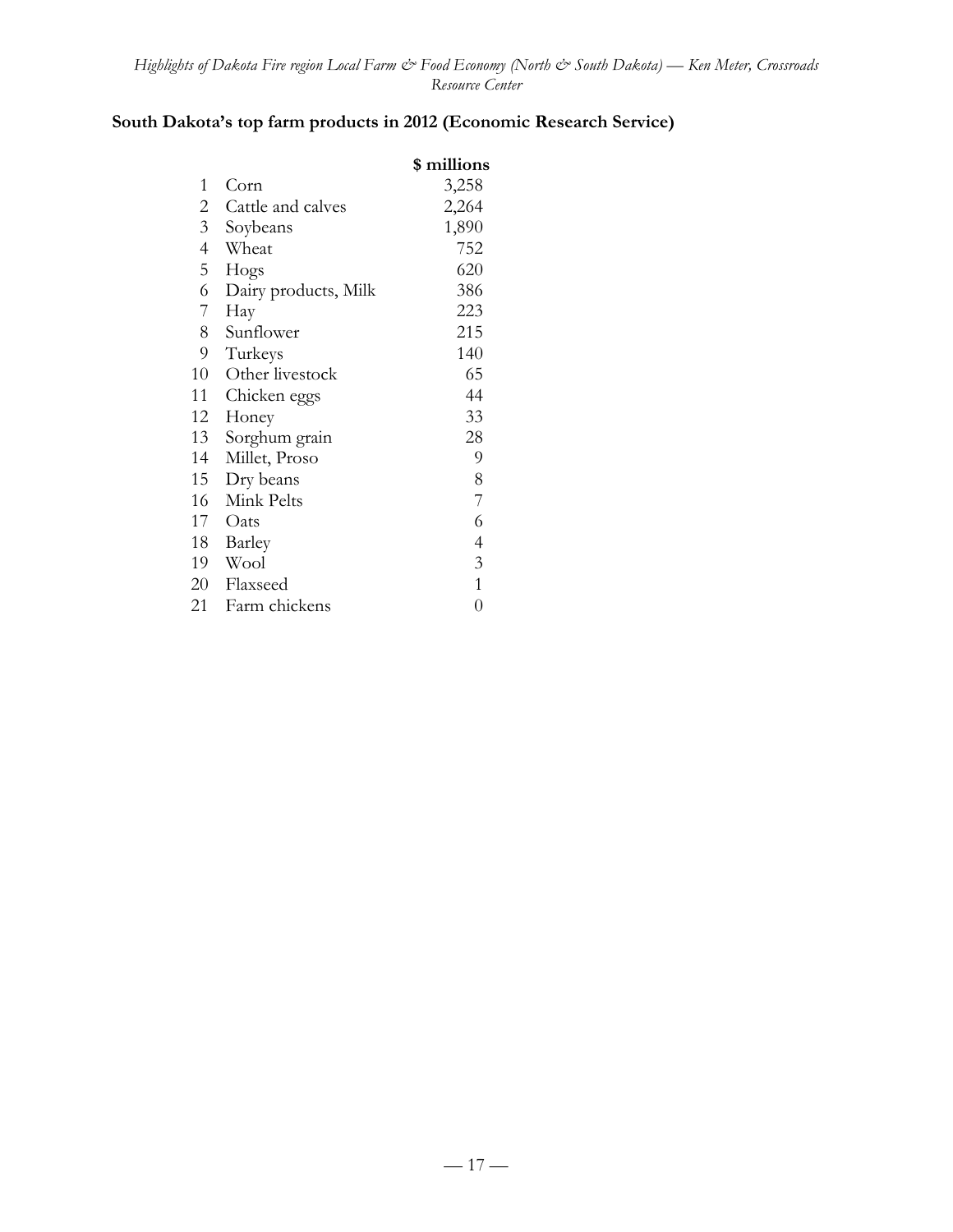**South Dakota's top farm products in 2012 (Economic Research Service)**

| | | $ millions |
|---|---|---|
| 1 | Corn | 3,258 |
| 2 | Cattle and calves | 2,264 |
| 3 | Soybeans | 1,890 |
| 4 | Wheat | 752 |
| 5 | Hogs | 620 |
| 6 | Dairy products, Milk | 386 |
| 7 | Hay | 223 |
| 8 | Sunflower | 215 |
| 9 | Turkeys | 140 |
| 10 | Other livestock | 65 |
| 11 | Chicken eggs | 44 |
| 12 | Honey | 33 |
| 13 | Sorghum grain | 28 |
| 14 | Millet, Proso | 9 |
| 15 | Dry beans | 8 |
| 16 | Mink Pelts | 7 |
| 17 | Oats | 6 |
| 18 | Barley | 4 |
| 19 | Wool | 3 |
| 20 | Flaxseed | 1 |
| 21 | Farm chickens | 0 |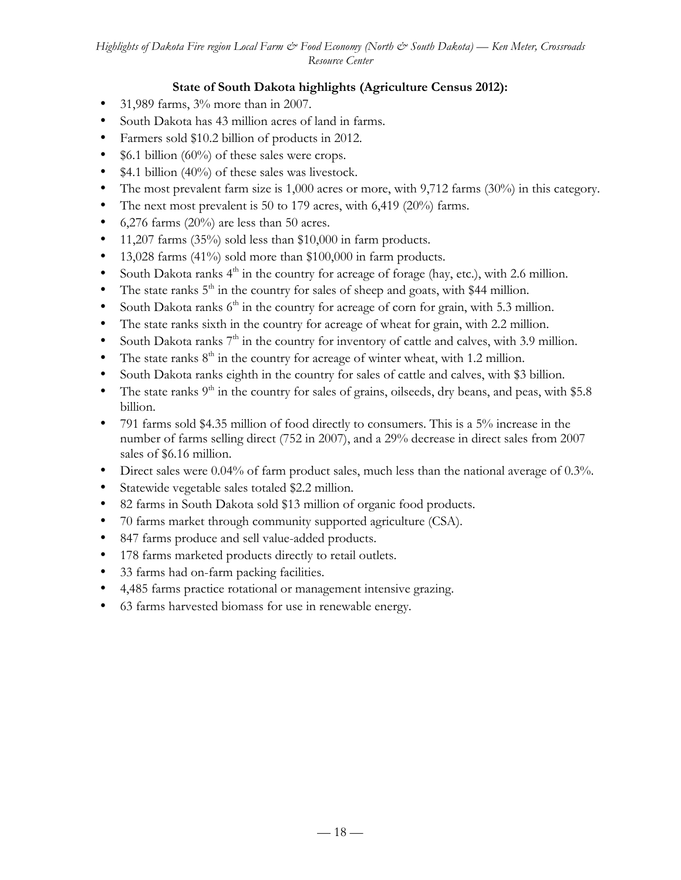**State of South Dakota highlights (Agriculture Census 2012):**

- 31,989 farms, 3% more than in 2007.
- South Dakota has 43 million acres of land in farms.
- Farmers sold \$10.2 billion of products in 2012.
- \$6.1 billion (60%) of these sales were crops.
- \$4.1 billion (40%) of these sales was livestock.
- The most prevalent farm size is 1,000 acres or more, with 9,712 farms (30%) in this category.
- The next most prevalent is 50 to 179 acres, with 6,419 (20%) farms.
- 6,276 farms (20%) are less than 50 acres.
- 11,207 farms (35%) sold less than \$10,000 in farm products.
- 13,028 farms (41%) sold more than \$100,000 in farm products.
- South Dakota ranks 4th in the country for acreage of forage (hay, etc.), with 2.6 million.
- The state ranks 5th in the country for sales of sheep and goats, with \$44 million.
- South Dakota ranks 6th in the country for acreage of corn for grain, with 5.3 million.
- The state ranks sixth in the country for acreage of wheat for grain, with 2.2 million.
- South Dakota ranks 7th in the country for inventory of cattle and calves, with 3.9 million.
- The state ranks 8th in the country for acreage of winter wheat, with 1.2 million.
- South Dakota ranks eighth in the country for sales of cattle and calves, with \$3 billion.
- The state ranks 9th in the country for sales of grains, oilseeds, dry beans, and peas, with \$5.8 billion.
- 791 farms sold \$4.35 million of food directly to consumers. This is a 5% increase in the number of farms selling direct (752 in 2007), and a 29% decrease in direct sales from 2007 sales of \$6.16 million.
- Direct sales were 0.04% of farm product sales, much less than the national average of 0.3%.
- Statewide vegetable sales totaled \$2.2 million.
- 82 farms in South Dakota sold \$13 million of organic food products.
- 70 farms market through community supported agriculture (CSA).
- 847 farms produce and sell value-added products.
- 178 farms marketed products directly to retail outlets.
- 33 farms had on-farm packing facilities.
- 4,485 farms practice rotational or management intensive grazing.
- 63 farms harvested biomass for use in renewable energy.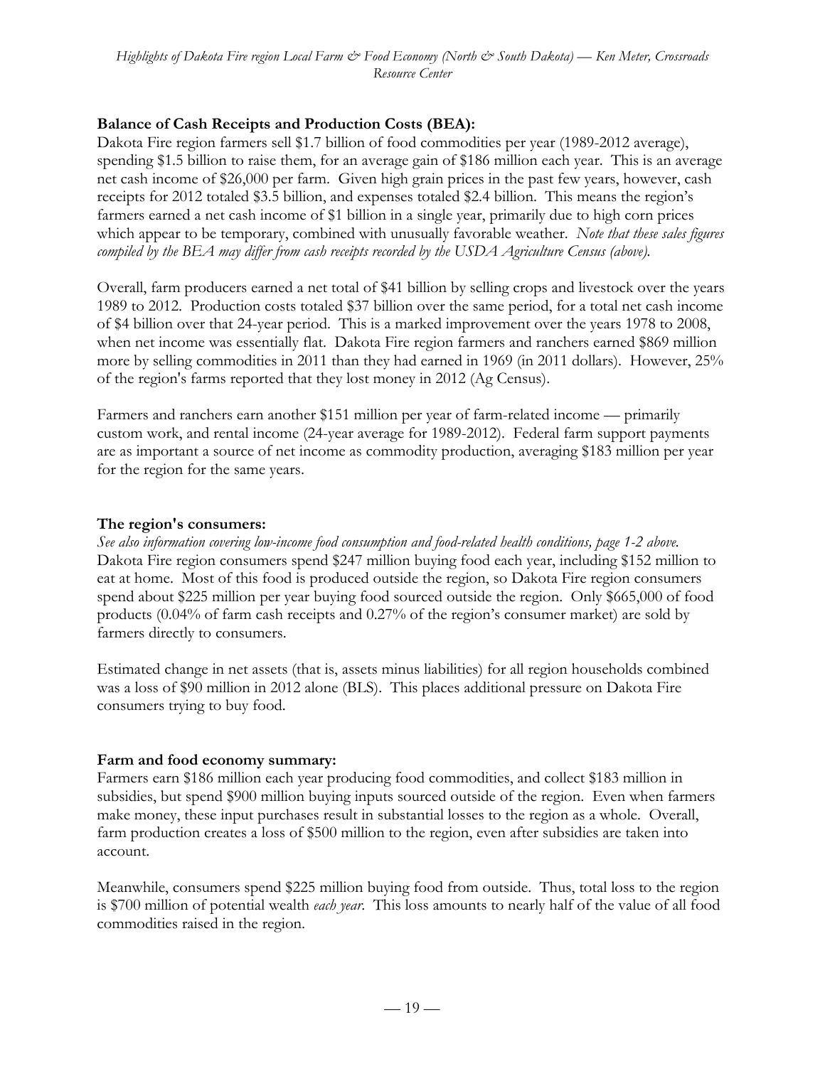### Balance of Cash Receipts and Production Costs (BEA):

Dakota Fire region farmers sell $1.7 billion of food commodities per year (1989-2012 average), spending $1.5 billion to raise them, for an average gain of $186 million each year. This is an average net cash income of $26,000 per farm. Given high grain prices in the past few years, however, cash receipts for 2012 totaled $3.5 billion, and expenses totaled $2.4 billion. This means the region's farmers earned a net cash income of $1 billion in a single year, primarily due to high corn prices which appear to be temporary, combined with unusually favorable weather. *Note that these sales figures compiled by the BEA may differ from cash receipts recorded by the USDA Agriculture Census (above).*

Overall, farm producers earned a net total of $41 billion by selling crops and livestock over the years 1989 to 2012. Production costs totaled $37 billion over the same period, for a total net cash income of $4 billion over that 24-year period. This is a marked improvement over the years 1978 to 2008, when net income was essentially flat. Dakota Fire region farmers and ranchers earned $869 million more by selling commodities in 2011 than they had earned in 1969 (in 2011 dollars). However, 25% of the region's farms reported that they lost money in 2012 (Ag Census).

Farmers and ranchers earn another $151 million per year of farm-related income — primarily custom work, and rental income (24-year average for 1989-2012). Federal farm support payments are as important a source of net income as commodity production, averaging $183 million per year for the region for the same years.

### The region's consumers:

*See also information covering low-income food consumption and food-related health conditions, page 1-2 above.* Dakota Fire region consumers spend $247 million buying food each year, including $152 million to eat at home. Most of this food is produced outside the region, so Dakota Fire region consumers spend about $225 million per year buying food sourced outside the region. Only $665,000 of food products (0.04% of farm cash receipts and 0.27% of the region's consumer market) are sold by farmers directly to consumers.

Estimated change in net assets (that is, assets minus liabilities) for all region households combined was a loss of $90 million in 2012 alone (BLS). This places additional pressure on Dakota Fire consumers trying to buy food.

### Farm and food economy summary:

Farmers earn $186 million each year producing food commodities, and collect $183 million in subsidies, but spend $900 million buying inputs sourced outside of the region. Even when farmers make money, these input purchases result in substantial losses to the region as a whole. Overall, farm production creates a loss of $500 million to the region, even after subsidies are taken into account.

Meanwhile, consumers spend $225 million buying food from outside. Thus, total loss to the region is $700 million of potential wealth *each year*. This loss amounts to nearly half of the value of all food commodities raised in the region.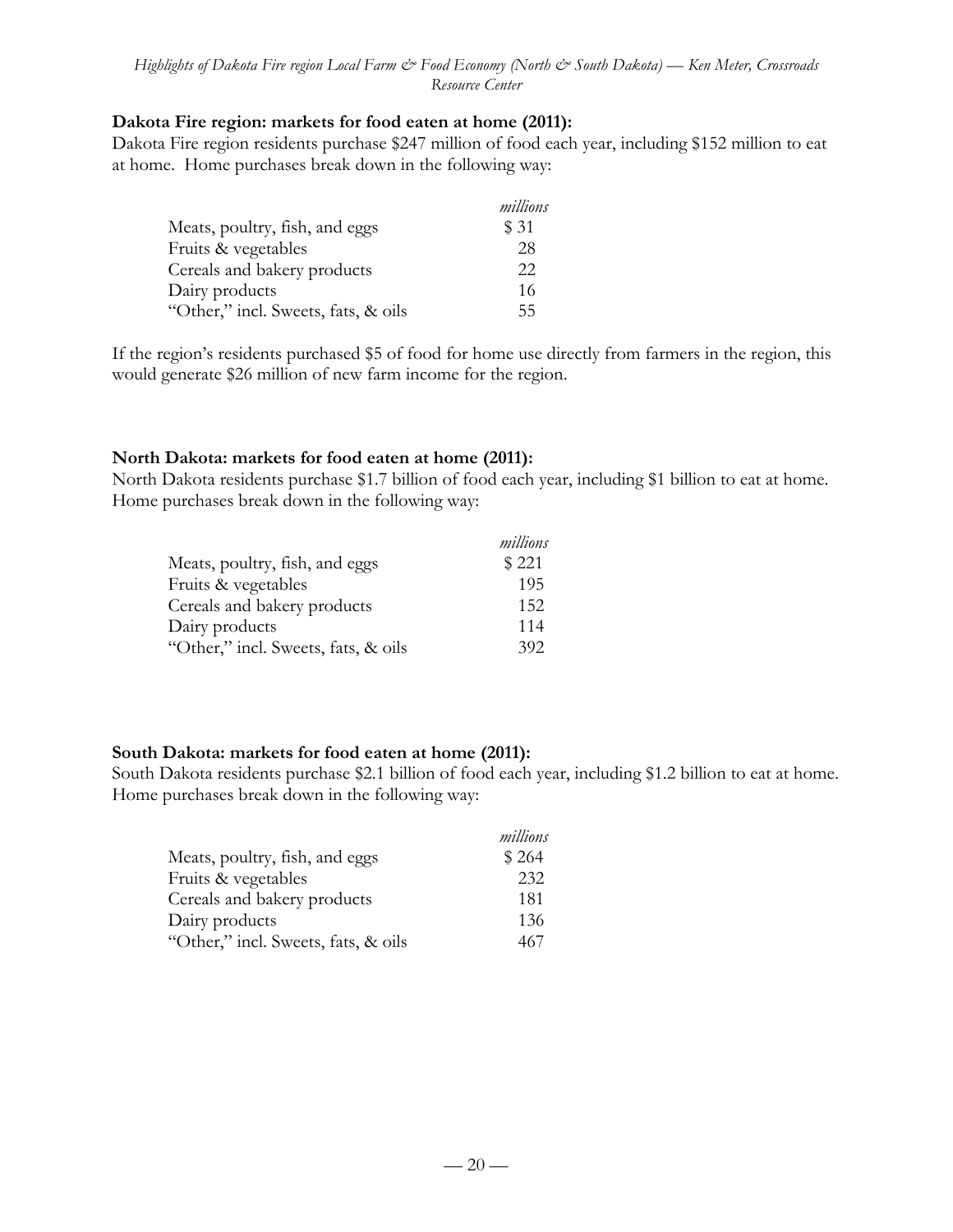**Dakota Fire region: markets for food eaten at home (2011):**

Dakota Fire region residents purchase $247 million of food each year, including $152 million to eat at home. Home purchases break down in the following way:

| | *millions* |
|---|---|
| Meats, poultry, fish, and eggs | $ 31 |
| Fruits & vegetables | 28 |
| Cereals and bakery products | 22 |
| Dairy products | 16 |
| "Other," incl. Sweets, fats, & oils | 55 |

If the region's residents purchased $5 of food for home use directly from farmers in the region, this would generate $26 million of new farm income for the region.

**North Dakota: markets for food eaten at home (2011):**

North Dakota residents purchase $1.7 billion of food each year, including $1 billion to eat at home. Home purchases break down in the following way:

| | *millions* |
|---|---|
| Meats, poultry, fish, and eggs | $ 221 |
| Fruits & vegetables | 195 |
| Cereals and bakery products | 152 |
| Dairy products | 114 |
| "Other," incl. Sweets, fats, & oils | 392 |

**South Dakota: markets for food eaten at home (2011):**

South Dakota residents purchase $2.1 billion of food each year, including $1.2 billion to eat at home. Home purchases break down in the following way:

| | *millions* |
|---|---|
| Meats, poultry, fish, and eggs | $ 264 |
| Fruits & vegetables | 232 |
| Cereals and bakery products | 181 |
| Dairy products | 136 |
| "Other," incl. Sweets, fats, & oils | 467 |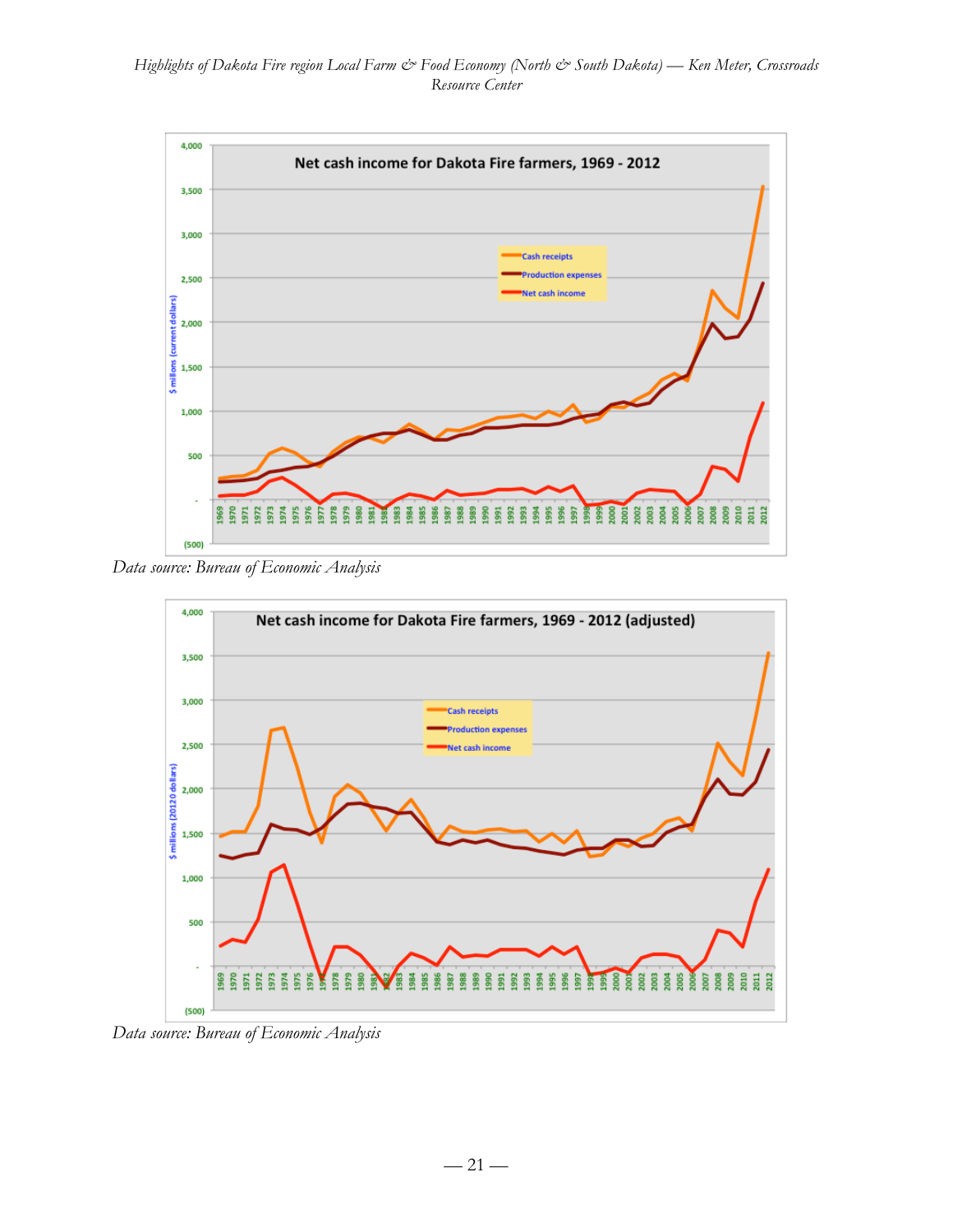Data source: Bureau of Economic Analysis

Data source: Bureau of Economic Analysis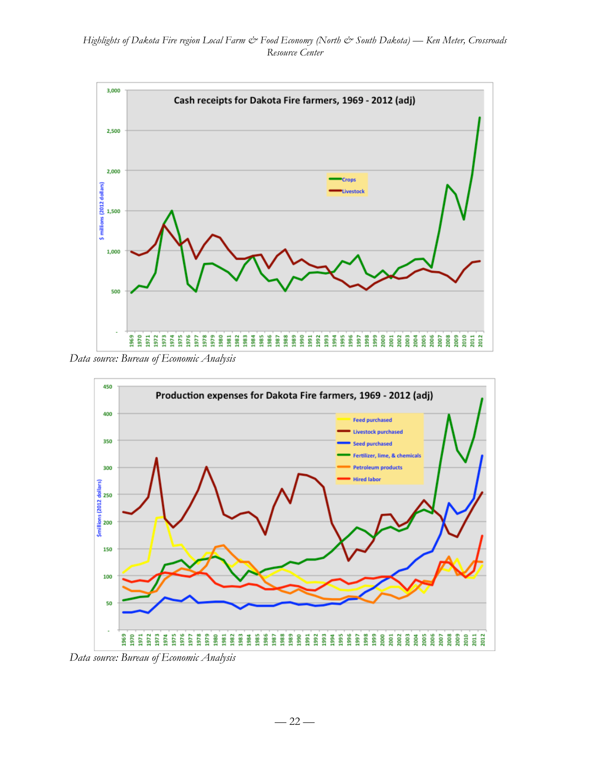Data source: Bureau of Economic Analysis

Data source: Bureau of Economic Analysis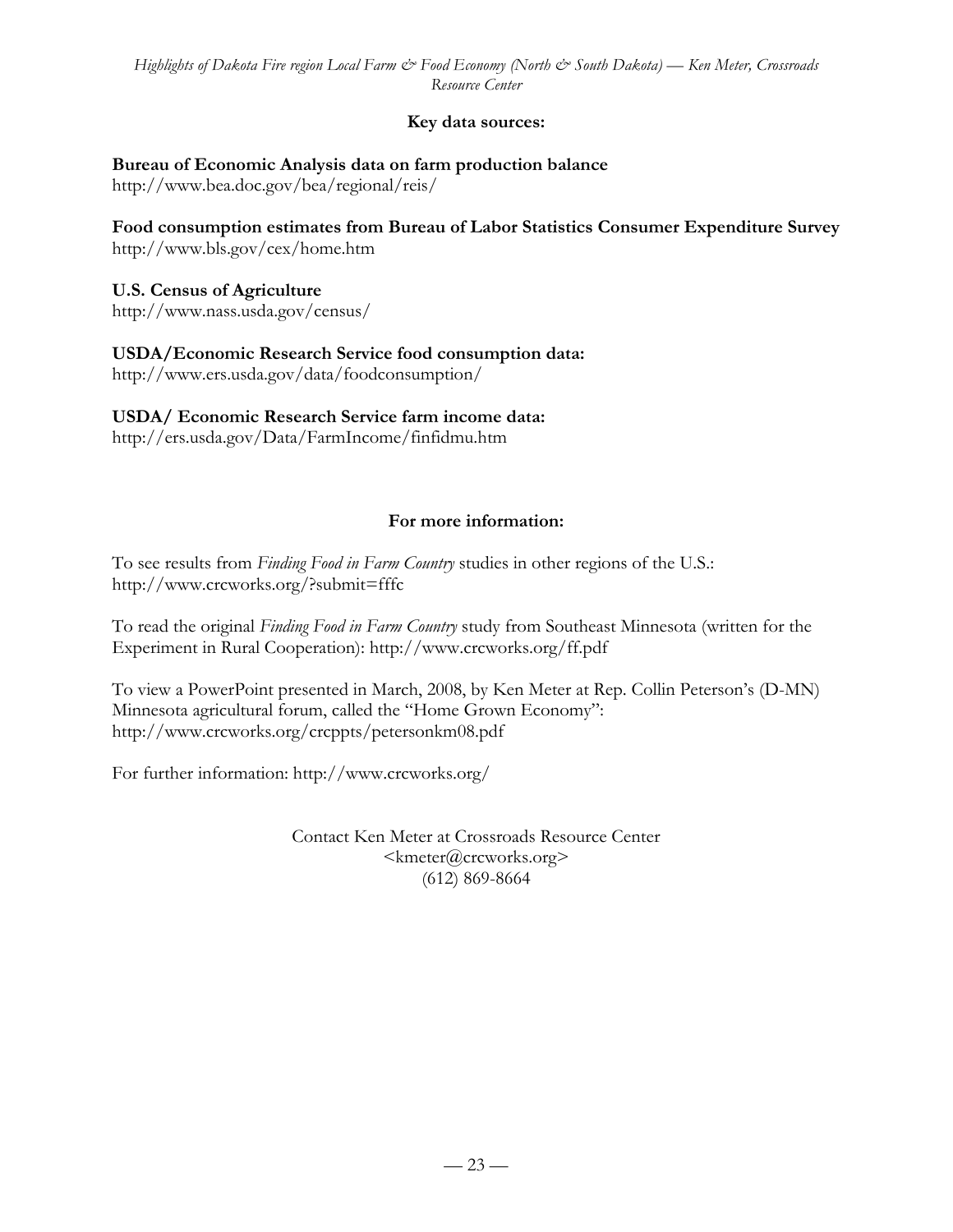## Key data sources:

**Bureau of Economic Analysis data on farm production balance**
http://www.bea.doc.gov/bea/regional/reis/

**Food consumption estimates from Bureau of Labor Statistics Consumer Expenditure Survey**
http://www.bls.gov/cex/home.htm

**U.S. Census of Agriculture**
http://www.nass.usda.gov/census/

**USDA/Economic Research Service food consumption data:**
http://www.ers.usda.gov/data/foodconsumption/

**USDA/ Economic Research Service farm income data:**
http://ers.usda.gov/Data/FarmIncome/finfidmu.htm

## For more information:

To see results from *Finding Food in Farm Country* studies in other regions of the U.S.: http://www.crcworks.org/?submit=fffc

To read the original *Finding Food in Farm Country* study from Southeast Minnesota (written for the Experiment in Rural Cooperation): http://www.crcworks.org/ff.pdf

To view a PowerPoint presented in March, 2008, by Ken Meter at Rep. Collin Peterson's (D-MN) Minnesota agricultural forum, called the "Home Grown Economy": http://www.crcworks.org/crcppts/petersonkm08.pdf

For further information: http://www.crcworks.org/

Contact Ken Meter at Crossroads Resource Center
<kmeter@crcworks.org>
(612) 869-8664